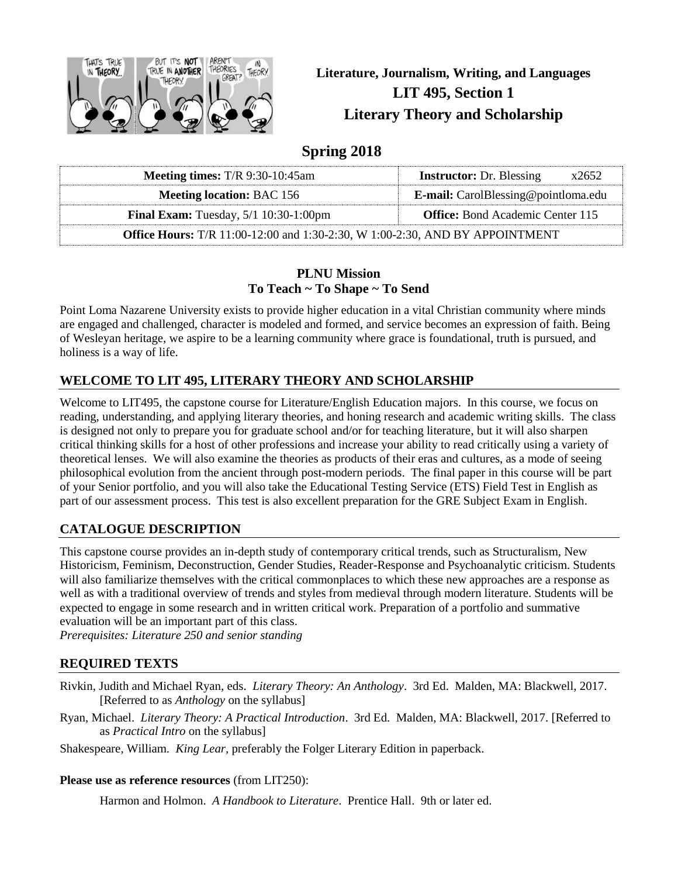# Literature, Journalism, Writing, and Languages
## LIT 495, Section 1
## Literary Theory and Scholarship

## Spring 2018

| **Meeting times:** T/R 9:30-10:45am | **Instructor:** Dr. Blessing x2652 |
|---|---|
| **Meeting location:** BAC 156 | **E-mail:** CarolBlessing@pointloma.edu |
| **Final Exam:** Tuesday, 5/1 10:30-1:00pm | **Office:** Bond Academic Center 115 |
| **Office Hours:** T/R 11:00-12:00 and 1:30-2:30, W 1:00-2:30, AND BY APPOINTMENT | |

**PLNU Mission**
**To Teach ~ To Shape ~ To Send**

Point Loma Nazarene University exists to provide higher education in a vital Christian community where minds are engaged and challenged, character is modeled and formed, and service becomes an expression of faith. Being of Wesleyan heritage, we aspire to be a learning community where grace is foundational, truth is pursued, and holiness is a way of life.

## WELCOME TO LIT 495, LITERARY THEORY AND SCHOLARSHIP

Welcome to LIT495, the capstone course for Literature/English Education majors. In this course, we focus on reading, understanding, and applying literary theories, and honing research and academic writing skills. The class is designed not only to prepare you for graduate school and/or for teaching literature, but it will also sharpen critical thinking skills for a host of other professions and increase your ability to read critically using a variety of theoretical lenses. We will also examine the theories as products of their eras and cultures, as a mode of seeing philosophical evolution from the ancient through post-modern periods. The final paper in this course will be part of your Senior portfolio, and you will also take the Educational Testing Service (ETS) Field Test in English as part of our assessment process. This test is also excellent preparation for the GRE Subject Exam in English.

## CATALOGUE DESCRIPTION

This capstone course provides an in-depth study of contemporary critical trends, such as Structuralism, New Historicism, Feminism, Deconstruction, Gender Studies, Reader-Response and Psychoanalytic criticism. Students will also familiarize themselves with the critical commonplaces to which these new approaches are a response as well as with a traditional overview of trends and styles from medieval through modern literature. Students will be expected to engage in some research and in written critical work. Preparation of a portfolio and summative evaluation will be an important part of this class.
*Prerequisites: Literature 250 and senior standing*

## REQUIRED TEXTS

Rivkin, Judith and Michael Ryan, eds. *Literary Theory: An Anthology*. 3rd Ed. Malden, MA: Blackwell, 2017. [Referred to as *Anthology* on the syllabus]

Ryan, Michael. *Literary Theory: A Practical Introduction*. 3rd Ed. Malden, MA: Blackwell, 2017. [Referred to as *Practical Intro* on the syllabus]

Shakespeare, William. *King Lear*, preferably the Folger Literary Edition in paperback.

**Please use as reference resources** (from LIT250):

Harmon and Holmon. *A Handbook to Literature*. Prentice Hall. 9th or later ed.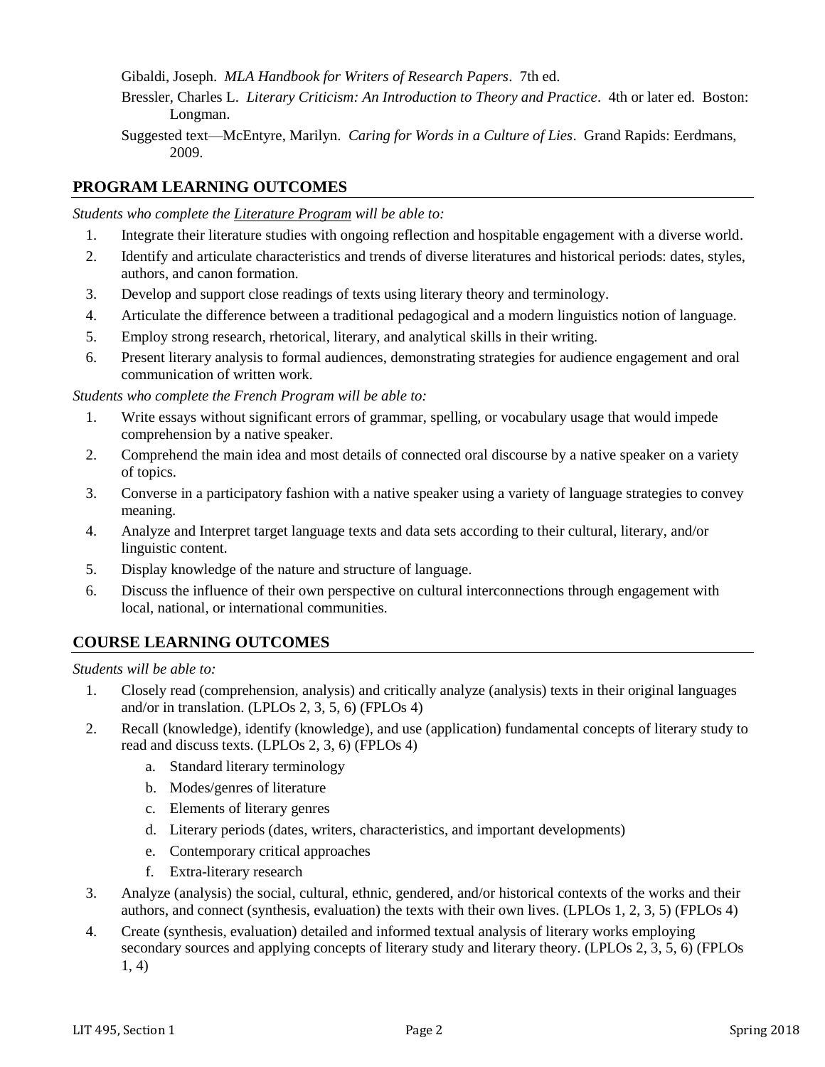Gibaldi, Joseph. *MLA Handbook for Writers of Research Papers*. 7th ed.

Bressler, Charles L. *Literary Criticism: An Introduction to Theory and Practice*. 4th or later ed. Boston: Longman.

Suggested text—McEntyre, Marilyn. *Caring for Words in a Culture of Lies*. Grand Rapids: Eerdmans, 2009.

## PROGRAM LEARNING OUTCOMES

*Students who complete the Literature Program will be able to:*

1. Integrate their literature studies with ongoing reflection and hospitable engagement with a diverse world.
2. Identify and articulate characteristics and trends of diverse literatures and historical periods: dates, styles, authors, and canon formation.
3. Develop and support close readings of texts using literary theory and terminology.
4. Articulate the difference between a traditional pedagogical and a modern linguistics notion of language.
5. Employ strong research, rhetorical, literary, and analytical skills in their writing.
6. Present literary analysis to formal audiences, demonstrating strategies for audience engagement and oral communication of written work.

*Students who complete the French Program will be able to:*

1. Write essays without significant errors of grammar, spelling, or vocabulary usage that would impede comprehension by a native speaker.
2. Comprehend the main idea and most details of connected oral discourse by a native speaker on a variety of topics.
3. Converse in a participatory fashion with a native speaker using a variety of language strategies to convey meaning.
4. Analyze and Interpret target language texts and data sets according to their cultural, literary, and/or linguistic content.
5. Display knowledge of the nature and structure of language.
6. Discuss the influence of their own perspective on cultural interconnections through engagement with local, national, or international communities.

## COURSE LEARNING OUTCOMES

*Students will be able to:*

1. Closely read (comprehension, analysis) and critically analyze (analysis) texts in their original languages and/or in translation. (LPLOs 2, 3, 5, 6) (FPLOs 4)
2. Recall (knowledge), identify (knowledge), and use (application) fundamental concepts of literary study to read and discuss texts. (LPLOs 2, 3, 6) (FPLOs 4)
    a. Standard literary terminology
    b. Modes/genres of literature
    c. Elements of literary genres
    d. Literary periods (dates, writers, characteristics, and important developments)
    e. Contemporary critical approaches
    f. Extra-literary research
3. Analyze (analysis) the social, cultural, ethnic, gendered, and/or historical contexts of the works and their authors, and connect (synthesis, evaluation) the texts with their own lives. (LPLOs 1, 2, 3, 5) (FPLOs 4)
4. Create (synthesis, evaluation) detailed and informed textual analysis of literary works employing secondary sources and applying concepts of literary study and literary theory. (LPLOs 2, 3, 5, 6) (FPLOs 1, 4)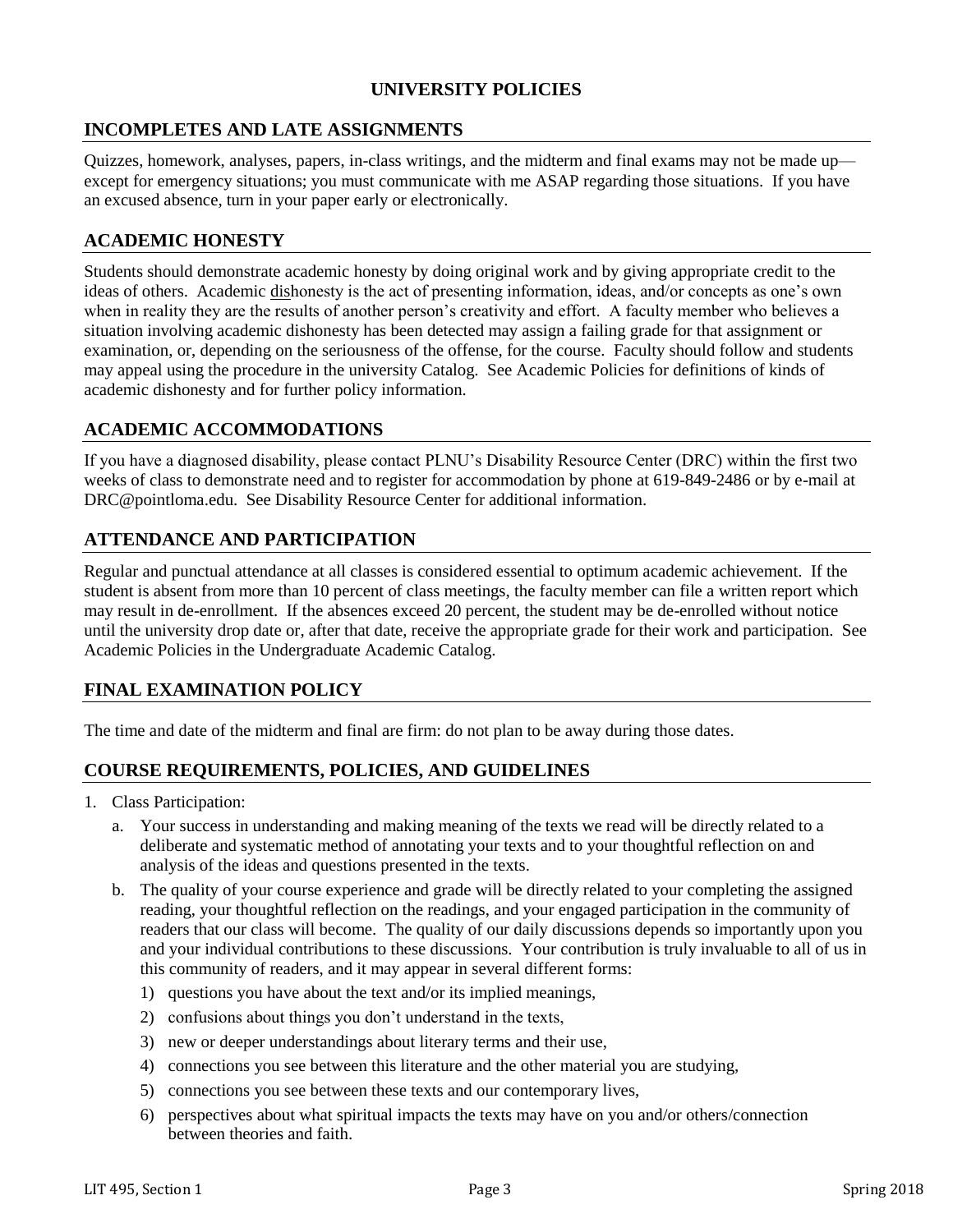# UNIVERSITY POLICIES

## INCOMPLETES AND LATE ASSIGNMENTS

Quizzes, homework, analyses, papers, in-class writings, and the midterm and final exams may not be made up—except for emergency situations; you must communicate with me ASAP regarding those situations. If you have an excused absence, turn in your paper early or electronically.

## ACADEMIC HONESTY

Students should demonstrate academic honesty by doing original work and by giving appropriate credit to the ideas of others. Academic dishonesty is the act of presenting information, ideas, and/or concepts as one's own when in reality they are the results of another person's creativity and effort. A faculty member who believes a situation involving academic dishonesty has been detected may assign a failing grade for that assignment or examination, or, depending on the seriousness of the offense, for the course. Faculty should follow and students may appeal using the procedure in the university Catalog. See Academic Policies for definitions of kinds of academic dishonesty and for further policy information.

## ACADEMIC ACCOMMODATIONS

If you have a diagnosed disability, please contact PLNU's Disability Resource Center (DRC) within the first two weeks of class to demonstrate need and to register for accommodation by phone at 619-849-2486 or by e-mail at DRC@pointloma.edu. See Disability Resource Center for additional information.

## ATTENDANCE AND PARTICIPATION

Regular and punctual attendance at all classes is considered essential to optimum academic achievement. If the student is absent from more than 10 percent of class meetings, the faculty member can file a written report which may result in de-enrollment. If the absences exceed 20 percent, the student may be de-enrolled without notice until the university drop date or, after that date, receive the appropriate grade for their work and participation. See Academic Policies in the Undergraduate Academic Catalog.

## FINAL EXAMINATION POLICY

The time and date of the midterm and final are firm: do not plan to be away during those dates.

## COURSE REQUIREMENTS, POLICIES, AND GUIDELINES

1. Class Participation:
   a. Your success in understanding and making meaning of the texts we read will be directly related to a deliberate and systematic method of annotating your texts and to your thoughtful reflection on and analysis of the ideas and questions presented in the texts.
   b. The quality of your course experience and grade will be directly related to your completing the assigned reading, your thoughtful reflection on the readings, and your engaged participation in the community of readers that our class will become. The quality of our daily discussions depends so importantly upon you and your individual contributions to these discussions. Your contribution is truly invaluable to all of us in this community of readers, and it may appear in several different forms:
      1) questions you have about the text and/or its implied meanings,
      2) confusions about things you don't understand in the texts,
      3) new or deeper understandings about literary terms and their use,
      4) connections you see between this literature and the other material you are studying,
      5) connections you see between these texts and our contemporary lives,
      6) perspectives about what spiritual impacts the texts may have on you and/or others/connection between theories and faith.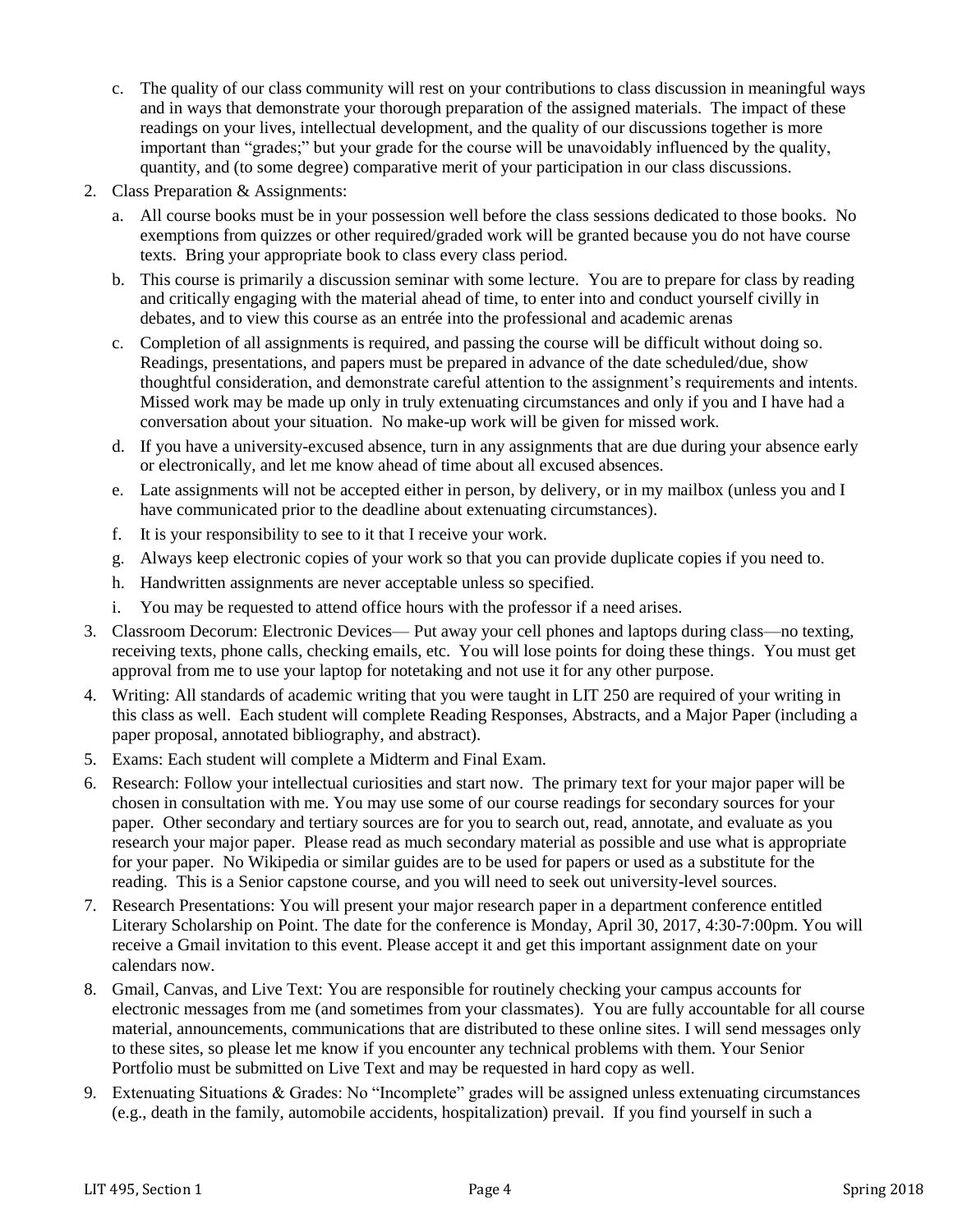c. The quality of our class community will rest on your contributions to class discussion in meaningful ways and in ways that demonstrate your thorough preparation of the assigned materials. The impact of these readings on your lives, intellectual development, and the quality of our discussions together is more important than "grades;" but your grade for the course will be unavoidably influenced by the quality, quantity, and (to some degree) comparative merit of your participation in our class discussions.

2. Class Preparation & Assignments:
   a. All course books must be in your possession well before the class sessions dedicated to those books. No exemptions from quizzes or other required/graded work will be granted because you do not have course texts. Bring your appropriate book to class every class period.
   b. This course is primarily a discussion seminar with some lecture. You are to prepare for class by reading and critically engaging with the material ahead of time, to enter into and conduct yourself civilly in debates, and to view this course as an entrée into the professional and academic arenas
   c. Completion of all assignments is required, and passing the course will be difficult without doing so. Readings, presentations, and papers must be prepared in advance of the date scheduled/due, show thoughtful consideration, and demonstrate careful attention to the assignment's requirements and intents. Missed work may be made up only in truly extenuating circumstances and only if you and I have had a conversation about your situation. No make-up work will be given for missed work.
   d. If you have a university-excused absence, turn in any assignments that are due during your absence early or electronically, and let me know ahead of time about all excused absences.
   e. Late assignments will not be accepted either in person, by delivery, or in my mailbox (unless you and I have communicated prior to the deadline about extenuating circumstances).
   f. It is your responsibility to see to it that I receive your work.
   g. Always keep electronic copies of your work so that you can provide duplicate copies if you need to.
   h. Handwritten assignments are never acceptable unless so specified.
   i. You may be requested to attend office hours with the professor if a need arises.
3. Classroom Decorum: Electronic Devices— Put away your cell phones and laptops during class—no texting, receiving texts, phone calls, checking emails, etc. You will lose points for doing these things. You must get approval from me to use your laptop for notetaking and not use it for any other purpose.
4. Writing: All standards of academic writing that you were taught in LIT 250 are required of your writing in this class as well. Each student will complete Reading Responses, Abstracts, and a Major Paper (including a paper proposal, annotated bibliography, and abstract).
5. Exams: Each student will complete a Midterm and Final Exam.
6. Research: Follow your intellectual curiosities and start now. The primary text for your major paper will be chosen in consultation with me. You may use some of our course readings for secondary sources for your paper. Other secondary and tertiary sources are for you to search out, read, annotate, and evaluate as you research your major paper. Please read as much secondary material as possible and use what is appropriate for your paper. No Wikipedia or similar guides are to be used for papers or used as a substitute for the reading. This is a Senior capstone course, and you will need to seek out university-level sources.
7. Research Presentations: You will present your major research paper in a department conference entitled Literary Scholarship on Point. The date for the conference is Monday, April 30, 2017, 4:30-7:00pm. You will receive a Gmail invitation to this event. Please accept it and get this important assignment date on your calendars now.
8. Gmail, Canvas, and Live Text: You are responsible for routinely checking your campus accounts for electronic messages from me (and sometimes from your classmates). You are fully accountable for all course material, announcements, communications that are distributed to these online sites. I will send messages only to these sites, so please let me know if you encounter any technical problems with them. Your Senior Portfolio must be submitted on Live Text and may be requested in hard copy as well.
9. Extenuating Situations & Grades: No "Incomplete" grades will be assigned unless extenuating circumstances (e.g., death in the family, automobile accidents, hospitalization) prevail. If you find yourself in such a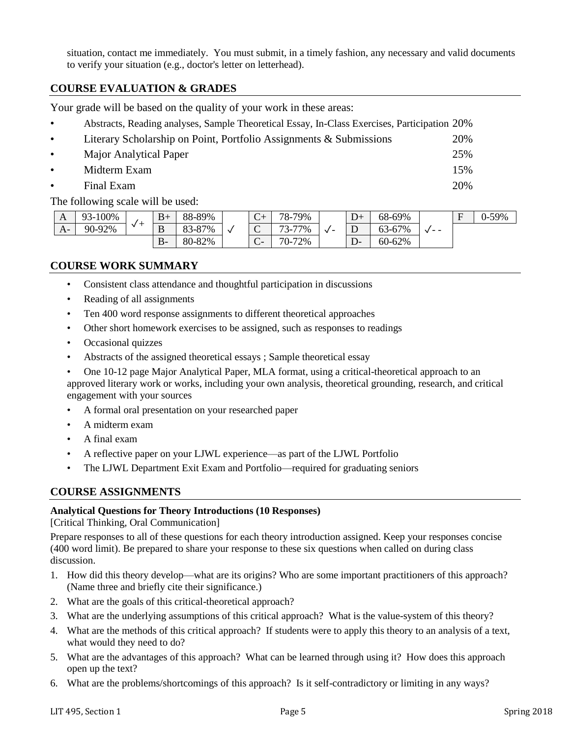situation, contact me immediately. You must submit, in a timely fashion, any necessary and valid documents to verify your situation (e.g., doctor's letter on letterhead).

## COURSE EVALUATION & GRADES

Your grade will be based on the quality of your work in these areas:

- Abstracts, Reading analyses, Sample Theoretical Essay, In-Class Exercises, Participation 20%
- Literary Scholarship on Point, Portfolio Assignments & Submissions 20%
- Major Analytical Paper 25%
- Midterm Exam 15%
- Final Exam 20%

The following scale will be used:

| A | 93-100% | ✓+ | B+ | 88-89% | | C+ | 78-79% | | D+ | 68-69% | | F | 0-59% |
|---|---|---|---|---|---|---|---|---|---|---|---|---|---|
| A- | 90-92% | | B | 83-87% | ✓ | C | 73-77% | ✓- | D | 63-67% | ✓- - | | |
| | | | B- | 80-82% | | C- | 70-72% | | D- | 60-62% | | | |

## COURSE WORK SUMMARY

- Consistent class attendance and thoughtful participation in discussions
- Reading of all assignments
- Ten 400 word response assignments to different theoretical approaches
- Other short homework exercises to be assigned, such as responses to readings
- Occasional quizzes
- Abstracts of the assigned theoretical essays ; Sample theoretical essay
- One 10-12 page Major Analytical Paper, MLA format, using a critical-theoretical approach to an approved literary work or works, including your own analysis, theoretical grounding, research, and critical engagement with your sources
- A formal oral presentation on your researched paper
- A midterm exam
- A final exam
- A reflective paper on your LJWL experience—as part of the LJWL Portfolio
- The LJWL Department Exit Exam and Portfolio—required for graduating seniors

## COURSE ASSIGNMENTS

**Analytical Questions for Theory Introductions (10 Responses)**
[Critical Thinking, Oral Communication]

Prepare responses to all of these questions for each theory introduction assigned. Keep your responses concise (400 word limit). Be prepared to share your response to these six questions when called on during class discussion.

1. How did this theory develop—what are its origins? Who are some important practitioners of this approach? (Name three and briefly cite their significance.)
2. What are the goals of this critical-theoretical approach?
3. What are the underlying assumptions of this critical approach? What is the value-system of this theory?
4. What are the methods of this critical approach? If students were to apply this theory to an analysis of a text, what would they need to do?
5. What are the advantages of this approach? What can be learned through using it? How does this approach open up the text?
6. What are the problems/shortcomings of this approach? Is it self-contradictory or limiting in any ways?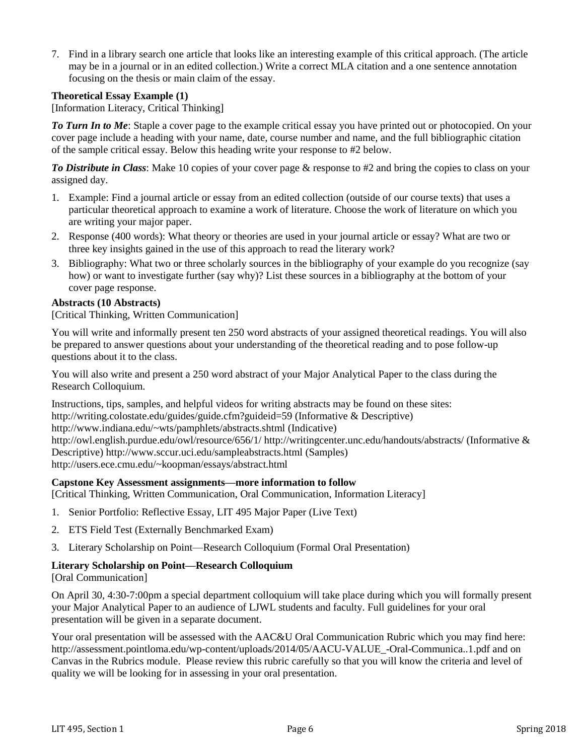7. Find in a library search one article that looks like an interesting example of this critical approach. (The article may be in a journal or in an edited collection.) Write a correct MLA citation and a one sentence annotation focusing on the thesis or main claim of the essay.

**Theoretical Essay Example (1)**

[Information Literacy, Critical Thinking]

***To Turn In to Me***: Staple a cover page to the example critical essay you have printed out or photocopied. On your cover page include a heading with your name, date, course number and name, and the full bibliographic citation of the sample critical essay. Below this heading write your response to #2 below.

***To Distribute in Class***: Make 10 copies of your cover page & response to #2 and bring the copies to class on your assigned day.

1. Example: Find a journal article or essay from an edited collection (outside of our course texts) that uses a particular theoretical approach to examine a work of literature. Choose the work of literature on which you are writing your major paper.
2. Response (400 words): What theory or theories are used in your journal article or essay? What are two or three key insights gained in the use of this approach to read the literary work?
3. Bibliography: What two or three scholarly sources in the bibliography of your example do you recognize (say how) or want to investigate further (say why)? List these sources in a bibliography at the bottom of your cover page response.

**Abstracts (10 Abstracts)**

[Critical Thinking, Written Communication]

You will write and informally present ten 250 word abstracts of your assigned theoretical readings. You will also be prepared to answer questions about your understanding of the theoretical reading and to pose follow-up questions about it to the class.

You will also write and present a 250 word abstract of your Major Analytical Paper to the class during the Research Colloquium.

Instructions, tips, samples, and helpful videos for writing abstracts may be found on these sites:
http://writing.colostate.edu/guides/guide.cfm?guideid=59 (Informative & Descriptive)
http://www.indiana.edu/~wts/pamphlets/abstracts.shtml (Indicative)
http://owl.english.purdue.edu/owl/resource/656/1/ http://writingcenter.unc.edu/handouts/abstracts/ (Informative & Descriptive) http://www.sccur.uci.edu/sampleabstracts.html (Samples)
http://users.ece.cmu.edu/~koopman/essays/abstract.html

**Capstone Key Assessment assignments—more information to follow**

[Critical Thinking, Written Communication, Oral Communication, Information Literacy]

1. Senior Portfolio: Reflective Essay, LIT 495 Major Paper (Live Text)
2. ETS Field Test (Externally Benchmarked Exam)
3. Literary Scholarship on Point—Research Colloquium (Formal Oral Presentation)

**Literary Scholarship on Point—Research Colloquium**

[Oral Communication]

On April 30, 4:30-7:00pm a special department colloquium will take place during which you will formally present your Major Analytical Paper to an audience of LJWL students and faculty. Full guidelines for your oral presentation will be given in a separate document.

Your oral presentation will be assessed with the AAC&U Oral Communication Rubric which you may find here: http://assessment.pointloma.edu/wp-content/uploads/2014/05/AACU-VALUE_-Oral-Communica..1.pdf and on Canvas in the Rubrics module. Please review this rubric carefully so that you will know the criteria and level of quality we will be looking for in assessing in your oral presentation.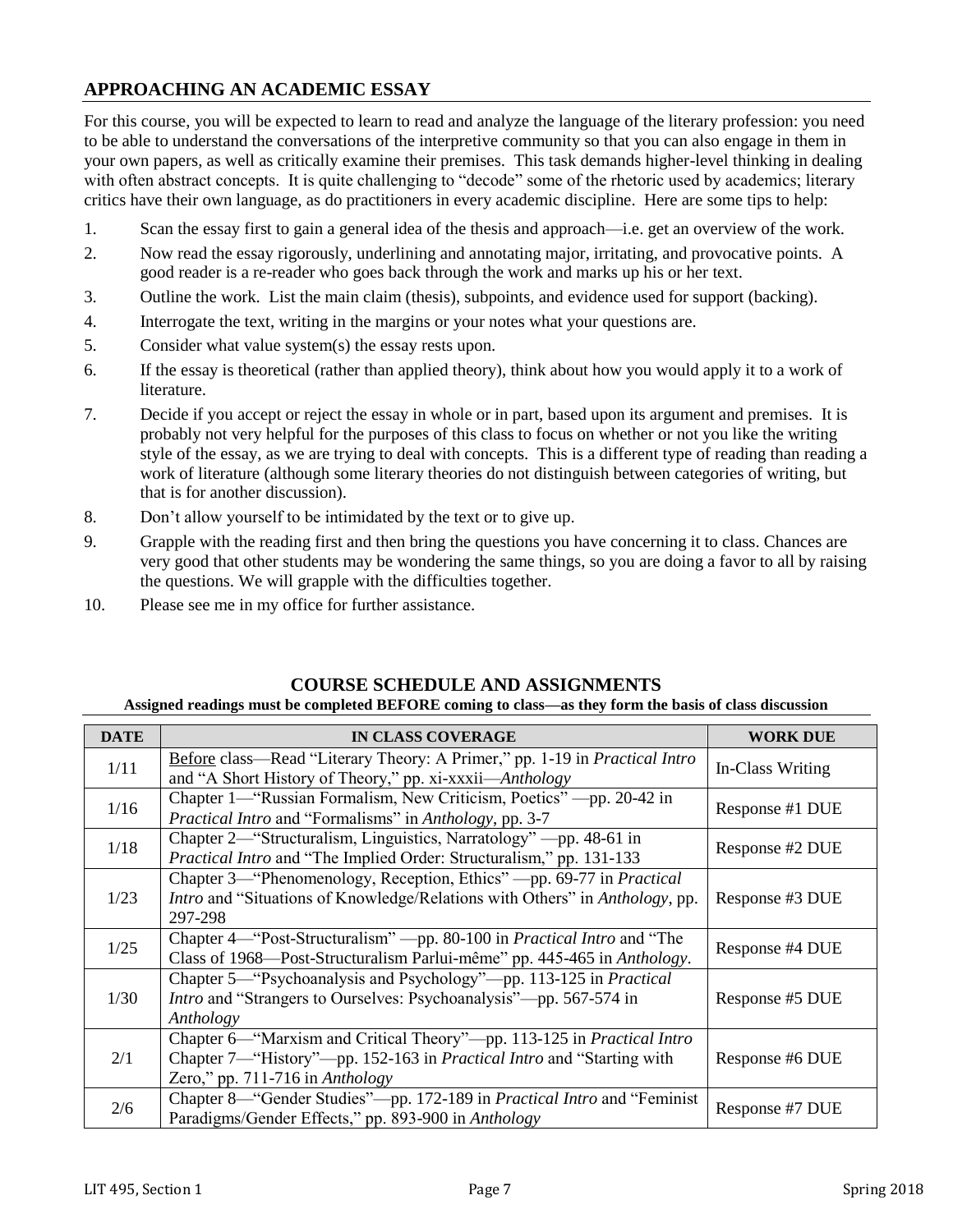## APPROACHING AN ACADEMIC ESSAY

For this course, you will be expected to learn to read and analyze the language of the literary profession: you need to be able to understand the conversations of the interpretive community so that you can also engage in them in your own papers, as well as critically examine their premises. This task demands higher-level thinking in dealing with often abstract concepts. It is quite challenging to "decode" some of the rhetoric used by academics; literary critics have their own language, as do practitioners in every academic discipline. Here are some tips to help:

1. Scan the essay first to gain a general idea of the thesis and approach—i.e. get an overview of the work.
2. Now read the essay rigorously, underlining and annotating major, irritating, and provocative points. A good reader is a re-reader who goes back through the work and marks up his or her text.
3. Outline the work. List the main claim (thesis), subpoints, and evidence used for support (backing).
4. Interrogate the text, writing in the margins or your notes what your questions are.
5. Consider what value system(s) the essay rests upon.
6. If the essay is theoretical (rather than applied theory), think about how you would apply it to a work of literature.
7. Decide if you accept or reject the essay in whole or in part, based upon its argument and premises. It is probably not very helpful for the purposes of this class to focus on whether or not you like the writing style of the essay, as we are trying to deal with concepts. This is a different type of reading than reading a work of literature (although some literary theories do not distinguish between categories of writing, but that is for another discussion).
8. Don't allow yourself to be intimidated by the text or to give up.
9. Grapple with the reading first and then bring the questions you have concerning it to class. Chances are very good that other students may be wondering the same things, so you are doing a favor to all by raising the questions. We will grapple with the difficulties together.
10. Please see me in my office for further assistance.

## COURSE SCHEDULE AND ASSIGNMENTS

**Assigned readings must be completed BEFORE coming to class—as they form the basis of class discussion**

| DATE | IN CLASS COVERAGE | WORK DUE |
|---|---|---|
| 1/11 | Before class—Read "Literary Theory: A Primer," pp. 1-19 in *Practical Intro* and "A Short History of Theory," pp. xi-xxxii—*Anthology* | In-Class Writing |
| 1/16 | Chapter 1—"Russian Formalism, New Criticism, Poetics" —pp. 20-42 in *Practical Intro* and "Formalisms" in *Anthology*, pp. 3-7 | Response #1 DUE |
| 1/18 | Chapter 2—"Structuralism, Linguistics, Narratology" —pp. 48-61 in *Practical Intro* and "The Implied Order: Structuralism," pp. 131-133 | Response #2 DUE |
| 1/23 | Chapter 3—"Phenomenology, Reception, Ethics" —pp. 69-77 in *Practical Intro* and "Situations of Knowledge/Relations with Others" in *Anthology*, pp. 297-298 | Response #3 DUE |
| 1/25 | Chapter 4—"Post-Structuralism" —pp. 80-100 in *Practical Intro* and "The Class of 1968—Post-Structuralism Parlui-même" pp. 445-465 in *Anthology*. | Response #4 DUE |
| 1/30 | Chapter 5—"Psychoanalysis and Psychology"—pp. 113-125 in *Practical Intro* and "Strangers to Ourselves: Psychoanalysis"—pp. 567-574 in *Anthology* | Response #5 DUE |
| 2/1 | Chapter 6—"Marxism and Critical Theory"—pp. 113-125 in *Practical Intro* Chapter 7—"History"—pp. 152-163 in *Practical Intro* and "Starting with Zero," pp. 711-716 in *Anthology* | Response #6 DUE |
| 2/6 | Chapter 8—"Gender Studies"—pp. 172-189 in *Practical Intro* and "Feminist Paradigms/Gender Effects," pp. 893-900 in *Anthology* | Response #7 DUE |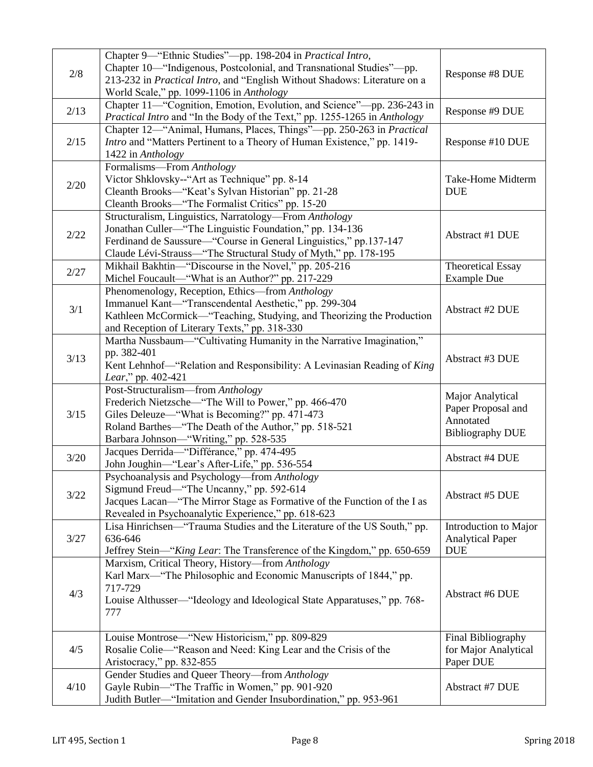| | | |
|---|---|---|
| 2/8 | Chapter 9—"Ethnic Studies"—pp. 198-204 in *Practical Intro,* Chapter 10—"Indigenous, Postcolonial, and Transnational Studies"—pp. 213-232 in *Practical Intro*, and "English Without Shadows: Literature on a World Scale," pp. 1099-1106 in *Anthology* | Response #8 DUE |
| 2/13 | Chapter 11—"Cognition, Emotion, Evolution, and Science"—pp. 236-243 in *Practical Intro* and "In the Body of the Text," pp. 1255-1265 in *Anthology* | Response #9 DUE |
| 2/15 | Chapter 12—"Animal, Humans, Places, Things"—pp. 250-263 in *Practical Intro* and "Matters Pertinent to a Theory of Human Existence," pp. 1419-1422 in *Anthology* | Response #10 DUE |
| 2/20 | Formalisms—From *Anthology*<br>Victor Shklovsky--"Art as Technique" pp. 8-14<br>Cleanth Brooks—"Keat's Sylvan Historian" pp. 21-28<br>Cleanth Brooks—"The Formalist Critics" pp. 15-20 | Take-Home Midterm DUE |
| 2/22 | Structuralism, Linguistics, Narratology—From *Anthology*<br>Jonathan Culler—"The Linguistic Foundation," pp. 134-136<br>Ferdinand de Saussure—"Course in General Linguistics," pp.137-147<br>Claude Lévi-Strauss—"The Structural Study of Myth," pp. 178-195 | Abstract #1 DUE |
| 2/27 | Mikhail Bakhtin—"Discourse in the Novel," pp. 205-216<br>Michel Foucault—"What is an Author?" pp. 217-229 | Theoretical Essay Example Due |
| 3/1 | Phenomenology, Reception, Ethics—from *Anthology*<br>Immanuel Kant—"Transcendental Aesthetic," pp. 299-304<br>Kathleen McCormick—"Teaching, Studying, and Theorizing the Production and Reception of Literary Texts," pp. 318-330 | Abstract #2 DUE |
| 3/13 | Martha Nussbaum—"Cultivating Humanity in the Narrative Imagination," pp. 382-401<br>Kent Lehnhof—"Relation and Responsibility: A Levinasian Reading of *King Lear*," pp. 402-421 | Abstract #3 DUE |
| 3/15 | Post-Structuralism—from *Anthology*<br>Frederich Nietzsche—"The Will to Power," pp. 466-470<br>Giles Deleuze—"What is Becoming?" pp. 471-473<br>Roland Barthes—"The Death of the Author," pp. 518-521<br>Barbara Johnson—"Writing," pp. 528-535 | Major Analytical Paper Proposal and Annotated Bibliography DUE |
| 3/20 | Jacques Derrida—"Différance," pp. 474-495<br>John Joughin—"Lear's After-Life," pp. 536-554 | Abstract #4 DUE |
| 3/22 | Psychoanalysis and Psychology—from *Anthology*<br>Sigmund Freud—"The Uncanny," pp. 592-614<br>Jacques Lacan—"The Mirror Stage as Formative of the Function of the I as Revealed in Psychoanalytic Experience," pp. 618-623 | Abstract #5 DUE |
| 3/27 | Lisa Hinrichsen—"Trauma Studies and the Literature of the US South," pp. 636-646<br>Jeffrey Stein—"*King Lear*: The Transference of the Kingdom," pp. 650-659 | Introduction to Major Analytical Paper DUE |
| 4/3 | Marxism, Critical Theory, History—from *Anthology*<br>Karl Marx—"The Philosophic and Economic Manuscripts of 1844," pp. 717-729<br>Louise Althusser—"Ideology and Ideological State Apparatuses," pp. 768-777 | Abstract #6 DUE |
| 4/5 | Louise Montrose—"New Historicism," pp. 809-829<br>Rosalie Colie—"Reason and Need: King Lear and the Crisis of the Aristocracy," pp. 832-855 | Final Bibliography for Major Analytical Paper DUE |
| 4/10 | Gender Studies and Queer Theory—from *Anthology*<br>Gayle Rubin—"The Traffic in Women," pp. 901-920<br>Judith Butler—"Imitation and Gender Insubordination," pp. 953-961 | Abstract #7 DUE |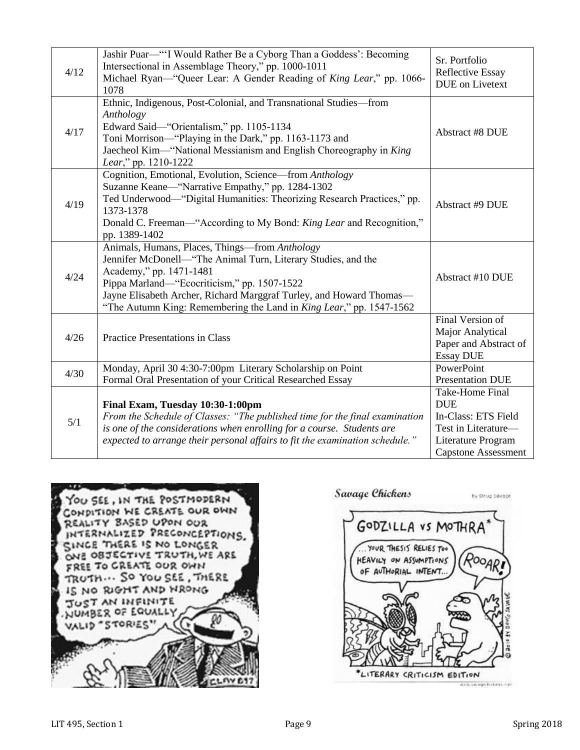| | | |
|---|---|---|
| 4/12 | Jashir Puar—"'I Would Rather Be a Cyborg Than a Goddess': Becoming Intersectional in Assemblage Theory," pp. 1000-1011<br>Michael Ryan—"Queer Lear: A Gender Reading of *King Lear*," pp. 1066-1078 | Sr. Portfolio Reflective Essay DUE on Livetext |
| 4/17 | Ethnic, Indigenous, Post-Colonial, and Transnational Studies—from *Anthology*<br>Edward Said—"Orientalism," pp. 1105-1134<br>Toni Morrison—"Playing in the Dark," pp. 1163-1173 and<br>Jaecheol Kim—"National Messianism and English Choreography in *King Lear*," pp. 1210-1222 | Abstract #8 DUE |
| 4/19 | Cognition, Emotional, Evolution, Science—from *Anthology*<br>Suzanne Keane—"Narrative Empathy," pp. 1284-1302<br>Ted Underwood—"Digital Humanities: Theorizing Research Practices," pp. 1373-1378<br>Donald C. Freeman—"According to My Bond: *King Lear* and Recognition," pp. 1389-1402 | Abstract #9 DUE |
| 4/24 | Animals, Humans, Places, Things—from *Anthology*<br>Jennifer McDonell—"The Animal Turn, Literary Studies, and the Academy," pp. 1471-1481<br>Pippa Marland—"Ecocriticism," pp. 1507-1522<br>Jayne Elisabeth Archer, Richard Marggraf Turley, and Howard Thomas—"The Autumn King: Remembering the Land in *King Lear*," pp. 1547-1562 | Abstract #10 DUE |
| 4/26 | Practice Presentations in Class | Final Version of Major Analytical Paper and Abstract of Essay DUE |
| 4/30 | Monday, April 30 4:30-7:00pm Literary Scholarship on Point<br>Formal Oral Presentation of your Critical Researched Essay | PowerPoint Presentation DUE |
| 5/1 | **Final Exam, Tuesday 10:30-1:00pm**<br>*From the Schedule of Classes: "The published time for the final examination is one of the considerations when enrolling for a course. Students are expected to arrange their personal affairs to fit the examination schedule."* | Take-Home Final DUE<br>In-Class: ETS Field Test in Literature—Literature Program Capstone Assessment |